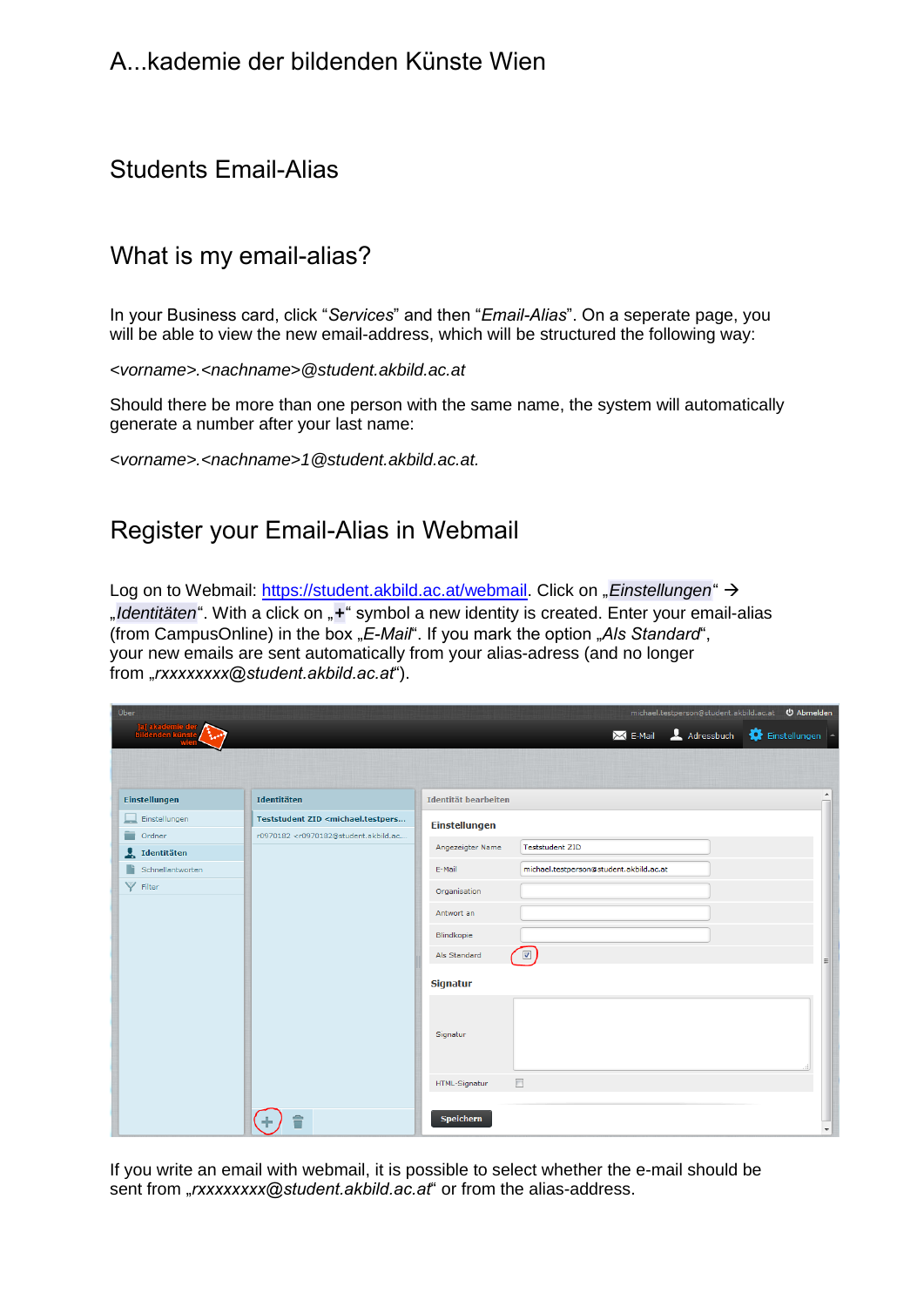# A...kademie der bildenden Künste Wien

## Students Email-Alias

## What is my email-alias?

In your Business card, click "*Services*" and then "*Email-Alias*". On a seperate page, you will be able to view the new email-address, which will be structured the following way:

*<vorname>.<nachname>@student.akbild.ac.at*

Should there be more than one person with the same name, the system will automatically generate a number after your last name:

*<vorname>.<nachname>1@student.akbild.ac.at.*

## Register your Email-Alias in Webmail

Log on to Webmail: https://student.akbild.ac.at/webmail. Click on „*Einstellungen*" → „*Identitäten*". With a click on „**+**" symbol a new identity is created. Enter your email-alias (from CampusOnline) in the box „*E-Mail*". If you mark the option „*Als Standard*", your new emails are sent automatically from your alias-adress (and no longer from „*rxxxxxxxx@student.akbild.ac.at*").

If you write an email with webmail, it is possible to select whether the e-mail should be sent from „*rxxxxxxxx@student.akbild.ac.at*" or from the alias-address.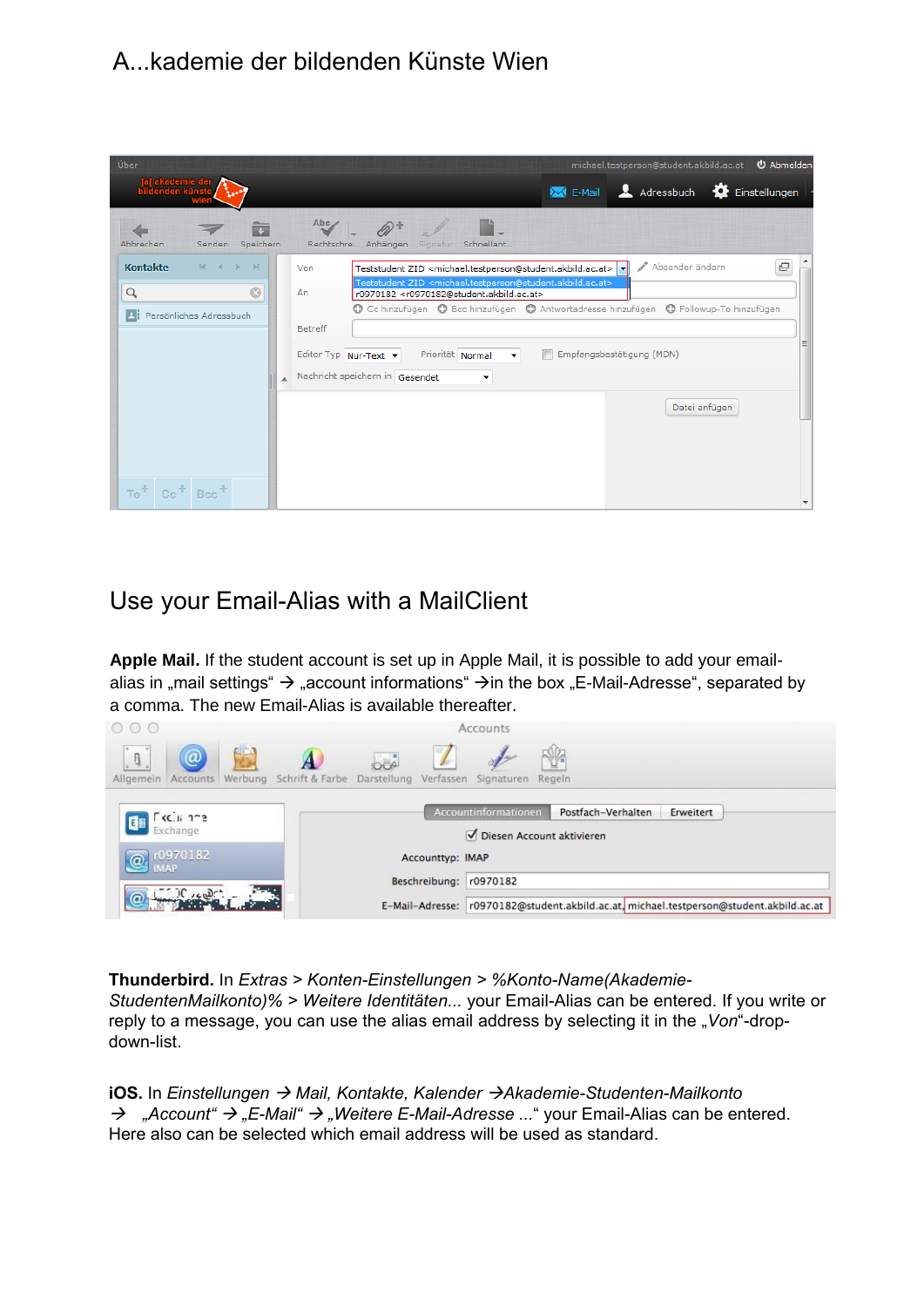A...kademie der bildenden Künste Wien

## Use your Email-Alias with a MailClient

**Apple Mail.** If the student account is set up in Apple Mail, it is possible to add your email-alias in „mail settings“ → „account informations“ →in the box „E-Mail-Adresse“, separated by a comma. The new Email-Alias is available thereafter.

**Thunderbird.** In *Extras > Konten-Einstellungen > %Konto-Name(Akademie-StudentenMailkonto)% > Weitere Identitäten...* your Email-Alias can be entered. If you write or reply to a message, you can use the alias email address by selecting it in the „*Von*“-drop-down-list.

**iOS.** In *Einstellungen* → *Mail, Kontakte, Kalender* →*Akademie-Studenten-Mailkonto* → „*Account*“ →„*E-Mail*“ → „*Weitere E-Mail-Adresse* ...“ your Email-Alias can be entered. Here also can be selected which email address will be used as standard.